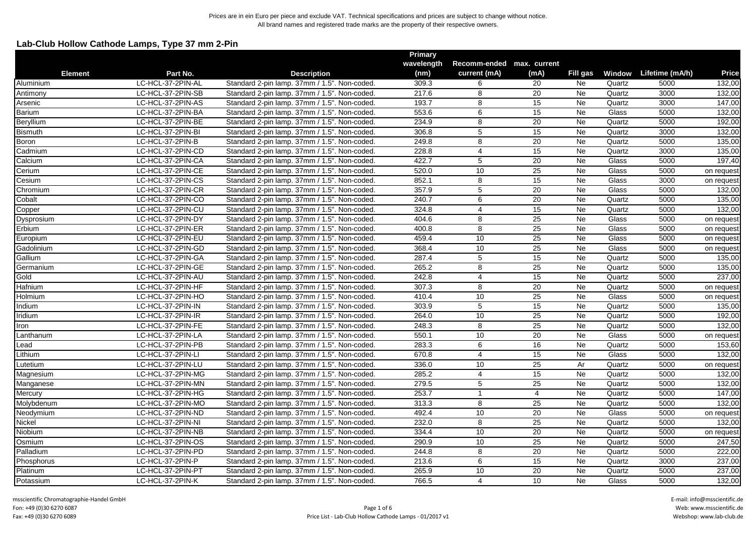Prices are in ein Euro per piece and exclude VAT. Technical specifications and prices are subject to change without notice.
All brand names and registered trade marks are the property of their respective owners.

## Lab-Club Hollow Cathode Lamps, Type 37 mm 2-Pin

| Element | Part No. | Description | Primary wavelength (nm) | Recomm-ended current (mA) | max. current (mA) | Fill gas | Window | Lifetime (mA/h) | Price |
|---|---|---|---|---|---|---|---|---|---|
| Aluminium | LC-HCL-37-2PIN-AL | Standard 2-pin lamp. 37mm / 1.5". Non-coded. | 309.3 | 6 | 20 | Ne | Quartz | 5000 | 132,00 |
| Antimony | LC-HCL-37-2PIN-SB | Standard 2-pin lamp. 37mm / 1.5". Non-coded. | 217.6 | 8 | 20 | Ne | Quartz | 3000 | 132,00 |
| Arsenic | LC-HCL-37-2PIN-AS | Standard 2-pin lamp. 37mm / 1.5". Non-coded. | 193.7 | 8 | 15 | Ne | Quartz | 3000 | 147,00 |
| Barium | LC-HCL-37-2PIN-BA | Standard 2-pin lamp. 37mm / 1.5". Non-coded. | 553.6 | 6 | 15 | Ne | Glass | 5000 | 132,00 |
| Beryllium | LC-HCL-37-2PIN-BE | Standard 2-pin lamp. 37mm / 1.5". Non-coded. | 234.9 | 8 | 20 | Ne | Quartz | 5000 | 192,00 |
| Bismuth | LC-HCL-37-2PIN-BI | Standard 2-pin lamp. 37mm / 1.5". Non-coded. | 306.8 | 5 | 15 | Ne | Quartz | 3000 | 132,00 |
| Boron | LC-HCL-37-2PIN-B | Standard 2-pin lamp. 37mm / 1.5". Non-coded. | 249.8 | 8 | 20 | Ne | Quartz | 5000 | 135,00 |
| Cadmium | LC-HCL-37-2PIN-CD | Standard 2-pin lamp. 37mm / 1.5". Non-coded. | 228.8 | 4 | 15 | Ne | Quartz | 3000 | 135,00 |
| Calcium | LC-HCL-37-2PIN-CA | Standard 2-pin lamp. 37mm / 1.5". Non-coded. | 422.7 | 5 | 20 | Ne | Glass | 5000 | 197,40 |
| Cerium | LC-HCL-37-2PIN-CE | Standard 2-pin lamp. 37mm / 1.5". Non-coded. | 520.0 | 10 | 25 | Ne | Glass | 5000 | on request |
| Cesium | LC-HCL-37-2PIN-CS | Standard 2-pin lamp. 37mm / 1.5". Non-coded. | 852.1 | 8 | 15 | Ne | Glass | 3000 | on request |
| Chromium | LC-HCL-37-2PIN-CR | Standard 2-pin lamp. 37mm / 1.5". Non-coded. | 357.9 | 5 | 20 | Ne | Glass | 5000 | 132,00 |
| Cobalt | LC-HCL-37-2PIN-CO | Standard 2-pin lamp. 37mm / 1.5". Non-coded. | 240.7 | 6 | 20 | Ne | Quartz | 5000 | 135,00 |
| Copper | LC-HCL-37-2PIN-CU | Standard 2-pin lamp. 37mm / 1.5". Non-coded. | 324.8 | 4 | 15 | Ne | Quartz | 5000 | 132,00 |
| Dysprosium | LC-HCL-37-2PIN-DY | Standard 2-pin lamp. 37mm / 1.5". Non-coded. | 404.6 | 8 | 25 | Ne | Glass | 5000 | on request |
| Erbium | LC-HCL-37-2PIN-ER | Standard 2-pin lamp. 37mm / 1.5". Non-coded. | 400.8 | 8 | 25 | Ne | Glass | 5000 | on request |
| Europium | LC-HCL-37-2PIN-EU | Standard 2-pin lamp. 37mm / 1.5". Non-coded. | 459.4 | 10 | 25 | Ne | Glass | 5000 | on request |
| Gadolinium | LC-HCL-37-2PIN-GD | Standard 2-pin lamp. 37mm / 1.5". Non-coded. | 368.4 | 10 | 25 | Ne | Glass | 5000 | on request |
| Gallium | LC-HCL-37-2PIN-GA | Standard 2-pin lamp. 37mm / 1.5". Non-coded. | 287.4 | 5 | 15 | Ne | Quartz | 5000 | 135,00 |
| Germanium | LC-HCL-37-2PIN-GE | Standard 2-pin lamp. 37mm / 1.5". Non-coded. | 265.2 | 8 | 25 | Ne | Quartz | 5000 | 135,00 |
| Gold | LC-HCL-37-2PIN-AU | Standard 2-pin lamp. 37mm / 1.5". Non-coded. | 242.8 | 4 | 15 | Ne | Quartz | 5000 | 237,00 |
| Hafnium | LC-HCL-37-2PIN-HF | Standard 2-pin lamp. 37mm / 1.5". Non-coded. | 307.3 | 8 | 20 | Ne | Quartz | 5000 | on request |
| Holmium | LC-HCL-37-2PIN-HO | Standard 2-pin lamp. 37mm / 1.5". Non-coded. | 410.4 | 10 | 25 | Ne | Glass | 5000 | on request |
| Indium | LC-HCL-37-2PIN-IN | Standard 2-pin lamp. 37mm / 1.5". Non-coded. | 303.9 | 5 | 15 | Ne | Quartz | 5000 | 135,00 |
| Iridium | LC-HCL-37-2PIN-IR | Standard 2-pin lamp. 37mm / 1.5". Non-coded. | 264.0 | 10 | 25 | Ne | Quartz | 5000 | 192,00 |
| Iron | LC-HCL-37-2PIN-FE | Standard 2-pin lamp. 37mm / 1.5". Non-coded. | 248.3 | 8 | 25 | Ne | Quartz | 5000 | 132,00 |
| Lanthanum | LC-HCL-37-2PIN-LA | Standard 2-pin lamp. 37mm / 1.5". Non-coded. | 550.1 | 10 | 20 | Ne | Glass | 5000 | on request |
| Lead | LC-HCL-37-2PIN-PB | Standard 2-pin lamp. 37mm / 1.5". Non-coded. | 283.3 | 6 | 16 | Ne | Quartz | 5000 | 153,60 |
| Lithium | LC-HCL-37-2PIN-LI | Standard 2-pin lamp. 37mm / 1.5". Non-coded. | 670.8 | 4 | 15 | Ne | Glass | 5000 | 132,00 |
| Lutetium | LC-HCL-37-2PIN-LU | Standard 2-pin lamp. 37mm / 1.5". Non-coded. | 336.0 | 10 | 25 | Ar | Quartz | 5000 | on request |
| Magnesium | LC-HCL-37-2PIN-MG | Standard 2-pin lamp. 37mm / 1.5". Non-coded. | 285.2 | 4 | 15 | Ne | Quartz | 5000 | 132,00 |
| Manganese | LC-HCL-37-2PIN-MN | Standard 2-pin lamp. 37mm / 1.5". Non-coded. | 279.5 | 5 | 25 | Ne | Quartz | 5000 | 132,00 |
| Mercury | LC-HCL-37-2PIN-HG | Standard 2-pin lamp. 37mm / 1.5". Non-coded. | 253.7 | 1 | 4 | Ne | Quartz | 5000 | 147,00 |
| Molybdenum | LC-HCL-37-2PIN-MO | Standard 2-pin lamp. 37mm / 1.5". Non-coded. | 313.3 | 8 | 25 | Ne | Quartz | 5000 | 132,00 |
| Neodymium | LC-HCL-37-2PIN-ND | Standard 2-pin lamp. 37mm / 1.5". Non-coded. | 492.4 | 10 | 20 | Ne | Glass | 5000 | on request |
| Nickel | LC-HCL-37-2PIN-NI | Standard 2-pin lamp. 37mm / 1.5". Non-coded. | 232.0 | 8 | 25 | Ne | Quartz | 5000 | 132,00 |
| Niobium | LC-HCL-37-2PIN-NB | Standard 2-pin lamp. 37mm / 1.5". Non-coded. | 334.4 | 10 | 20 | Ne | Quartz | 5000 | on request |
| Osmium | LC-HCL-37-2PIN-OS | Standard 2-pin lamp. 37mm / 1.5". Non-coded. | 290.9 | 10 | 25 | Ne | Quartz | 5000 | 247,50 |
| Palladium | LC-HCL-37-2PIN-PD | Standard 2-pin lamp. 37mm / 1.5". Non-coded. | 244.8 | 8 | 20 | Ne | Quartz | 5000 | 222,00 |
| Phosphorus | LC-HCL-37-2PIN-P | Standard 2-pin lamp. 37mm / 1.5". Non-coded. | 213.6 | 6 | 15 | Ne | Quartz | 3000 | 237,00 |
| Platinum | LC-HCL-37-2PIN-PT | Standard 2-pin lamp. 37mm / 1.5". Non-coded. | 265.9 | 10 | 20 | Ne | Quartz | 5000 | 237,00 |
| Potassium | LC-HCL-37-2PIN-K | Standard 2-pin lamp. 37mm / 1.5". Non-coded. | 766.5 | 4 | 10 | Ne | Glass | 5000 | 132,00 |

msscientific Chromatographie-Handel GmbH
Fon: +49 (0)30 6270 6087
Fax: +49 (0)30 6270 6089

Price List - Lab-Club Hollow Cathode Lamps - 01/2017 v1

E-mail: info@msscientific.de
Web: www.msscientific.de
Webshop: www.lab-club.de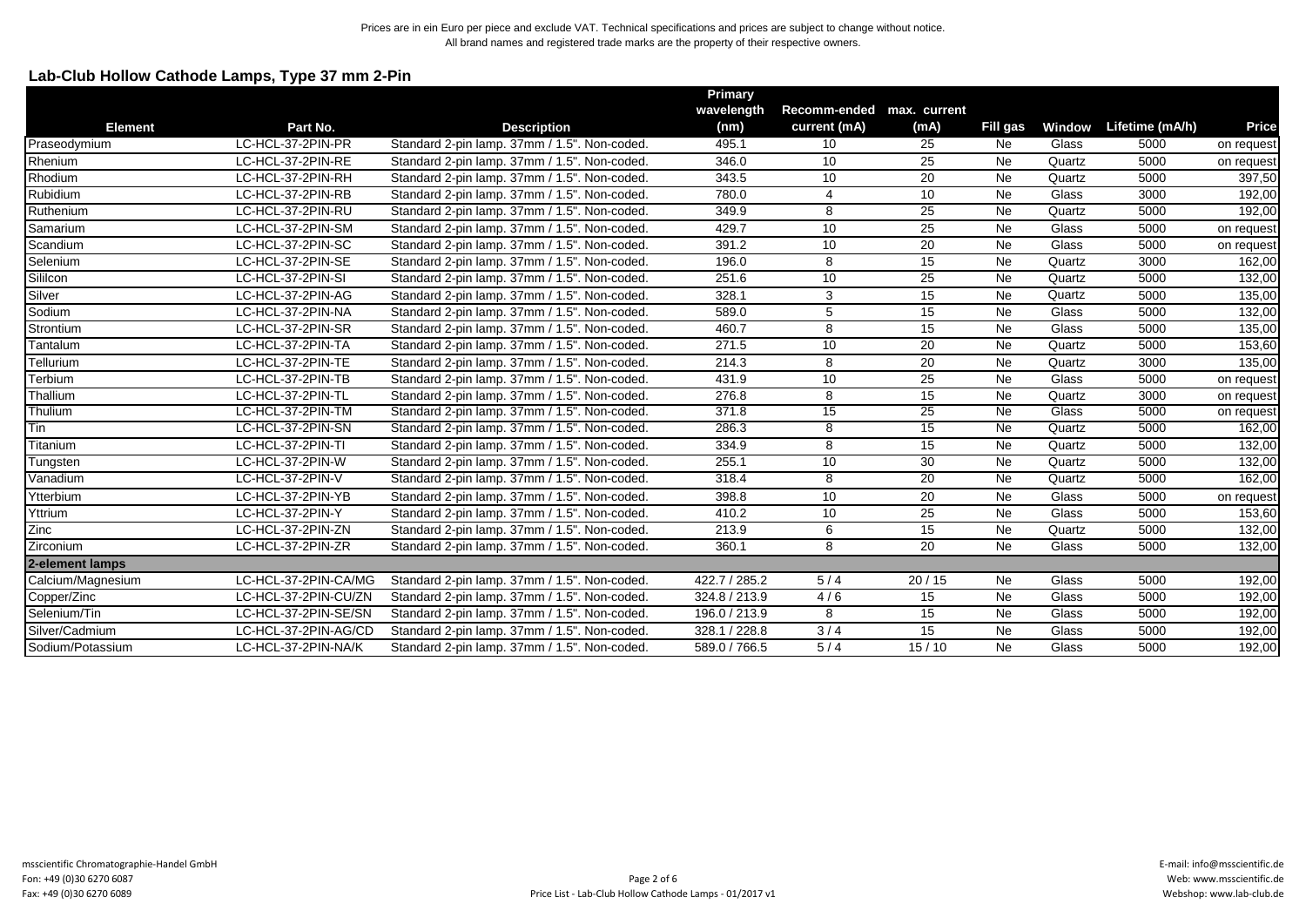Prices are in ein Euro per piece and exclude VAT. Technical specifications and prices are subject to change without notice.
All brand names and registered trade marks are the property of their respective owners.

## Lab-Club Hollow Cathode Lamps, Type 37 mm 2-Pin

| Element | Part No. | Description | Primary wavelength (nm) | Recomm-ended current (mA) | max. current (mA) | Fill gas | Window | Lifetime (mA/h) | Price |
|---|---|---|---|---|---|---|---|---|---|
| Praseodymium | LC-HCL-37-2PIN-PR | Standard 2-pin lamp. 37mm / 1.5". Non-coded. | 495.1 | 10 | 25 | Ne | Glass | 5000 | on request |
| Rhenium | LC-HCL-37-2PIN-RE | Standard 2-pin lamp. 37mm / 1.5". Non-coded. | 346.0 | 10 | 25 | Ne | Quartz | 5000 | on request |
| Rhodium | LC-HCL-37-2PIN-RH | Standard 2-pin lamp. 37mm / 1.5". Non-coded. | 343.5 | 10 | 20 | Ne | Quartz | 5000 | 397,50 |
| Rubidium | LC-HCL-37-2PIN-RB | Standard 2-pin lamp. 37mm / 1.5". Non-coded. | 780.0 | 4 | 10 | Ne | Glass | 3000 | 192,00 |
| Ruthenium | LC-HCL-37-2PIN-RU | Standard 2-pin lamp. 37mm / 1.5". Non-coded. | 349.9 | 8 | 25 | Ne | Quartz | 5000 | 192,00 |
| Samarium | LC-HCL-37-2PIN-SM | Standard 2-pin lamp. 37mm / 1.5". Non-coded. | 429.7 | 10 | 25 | Ne | Glass | 5000 | on request |
| Scandium | LC-HCL-37-2PIN-SC | Standard 2-pin lamp. 37mm / 1.5". Non-coded. | 391.2 | 10 | 20 | Ne | Glass | 5000 | on request |
| Selenium | LC-HCL-37-2PIN-SE | Standard 2-pin lamp. 37mm / 1.5". Non-coded. | 196.0 | 8 | 15 | Ne | Quartz | 3000 | 162,00 |
| Sililcon | LC-HCL-37-2PIN-SI | Standard 2-pin lamp. 37mm / 1.5". Non-coded. | 251.6 | 10 | 25 | Ne | Quartz | 5000 | 132,00 |
| Silver | LC-HCL-37-2PIN-AG | Standard 2-pin lamp. 37mm / 1.5". Non-coded. | 328.1 | 3 | 15 | Ne | Quartz | 5000 | 135,00 |
| Sodium | LC-HCL-37-2PIN-NA | Standard 2-pin lamp. 37mm / 1.5". Non-coded. | 589.0 | 5 | 15 | Ne | Glass | 5000 | 132,00 |
| Strontium | LC-HCL-37-2PIN-SR | Standard 2-pin lamp. 37mm / 1.5". Non-coded. | 460.7 | 8 | 15 | Ne | Glass | 5000 | 135,00 |
| Tantalum | LC-HCL-37-2PIN-TA | Standard 2-pin lamp. 37mm / 1.5". Non-coded. | 271.5 | 10 | 20 | Ne | Quartz | 5000 | 153,60 |
| Tellurium | LC-HCL-37-2PIN-TE | Standard 2-pin lamp. 37mm / 1.5". Non-coded. | 214.3 | 8 | 20 | Ne | Quartz | 3000 | 135,00 |
| Terbium | LC-HCL-37-2PIN-TB | Standard 2-pin lamp. 37mm / 1.5". Non-coded. | 431.9 | 10 | 25 | Ne | Glass | 5000 | on request |
| Thallium | LC-HCL-37-2PIN-TL | Standard 2-pin lamp. 37mm / 1.5". Non-coded. | 276.8 | 8 | 15 | Ne | Quartz | 3000 | on request |
| Thulium | LC-HCL-37-2PIN-TM | Standard 2-pin lamp. 37mm / 1.5". Non-coded. | 371.8 | 15 | 25 | Ne | Glass | 5000 | on request |
| Tin | LC-HCL-37-2PIN-SN | Standard 2-pin lamp. 37mm / 1.5". Non-coded. | 286.3 | 8 | 15 | Ne | Quartz | 5000 | 162,00 |
| Titanium | LC-HCL-37-2PIN-TI | Standard 2-pin lamp. 37mm / 1.5". Non-coded. | 334.9 | 8 | 15 | Ne | Quartz | 5000 | 132,00 |
| Tungsten | LC-HCL-37-2PIN-W | Standard 2-pin lamp. 37mm / 1.5". Non-coded. | 255.1 | 10 | 30 | Ne | Quartz | 5000 | 132,00 |
| Vanadium | LC-HCL-37-2PIN-V | Standard 2-pin lamp. 37mm / 1.5". Non-coded. | 318.4 | 8 | 20 | Ne | Quartz | 5000 | 162,00 |
| Ytterbium | LC-HCL-37-2PIN-YB | Standard 2-pin lamp. 37mm / 1.5". Non-coded. | 398.8 | 10 | 20 | Ne | Glass | 5000 | on request |
| Yttrium | LC-HCL-37-2PIN-Y | Standard 2-pin lamp. 37mm / 1.5". Non-coded. | 410.2 | 10 | 25 | Ne | Glass | 5000 | 153,60 |
| Zinc | LC-HCL-37-2PIN-ZN | Standard 2-pin lamp. 37mm / 1.5". Non-coded. | 213.9 | 6 | 15 | Ne | Quartz | 5000 | 132,00 |
| Zirconium | LC-HCL-37-2PIN-ZR | Standard 2-pin lamp. 37mm / 1.5". Non-coded. | 360.1 | 8 | 20 | Ne | Glass | 5000 | 132,00 |
| **2-element lamps** | | | | | | | | | |
| Calcium/Magnesium | LC-HCL-37-2PIN-CA/MG | Standard 2-pin lamp. 37mm / 1.5". Non-coded. | 422.7 / 285.2 | 5 / 4 | 20 / 15 | Ne | Glass | 5000 | 192,00 |
| Copper/Zinc | LC-HCL-37-2PIN-CU/ZN | Standard 2-pin lamp. 37mm / 1.5". Non-coded. | 324.8 / 213.9 | 4 / 6 | 15 | Ne | Glass | 5000 | 192,00 |
| Selenium/Tin | LC-HCL-37-2PIN-SE/SN | Standard 2-pin lamp. 37mm / 1.5". Non-coded. | 196.0 / 213.9 | 8 | 15 | Ne | Glass | 5000 | 192,00 |
| Silver/Cadmium | LC-HCL-37-2PIN-AG/CD | Standard 2-pin lamp. 37mm / 1.5". Non-coded. | 328.1 / 228.8 | 3 / 4 | 15 | Ne | Glass | 5000 | 192,00 |
| Sodium/Potassium | LC-HCL-37-2PIN-NA/K | Standard 2-pin lamp. 37mm / 1.5". Non-coded. | 589.0 / 766.5 | 5 / 4 | 15 / 10 | Ne | Glass | 5000 | 192,00 |

msscientific Chromatographie-Handel GmbH
Fon: +49 (0)30 6270 6087
Fax: +49 (0)30 6270 6089

Price List - Lab-Club Hollow Cathode Lamps - 01/2017 v1

E-mail: info@msscientific.de
Web: www.msscientific.de
Webshop: www.lab-club.de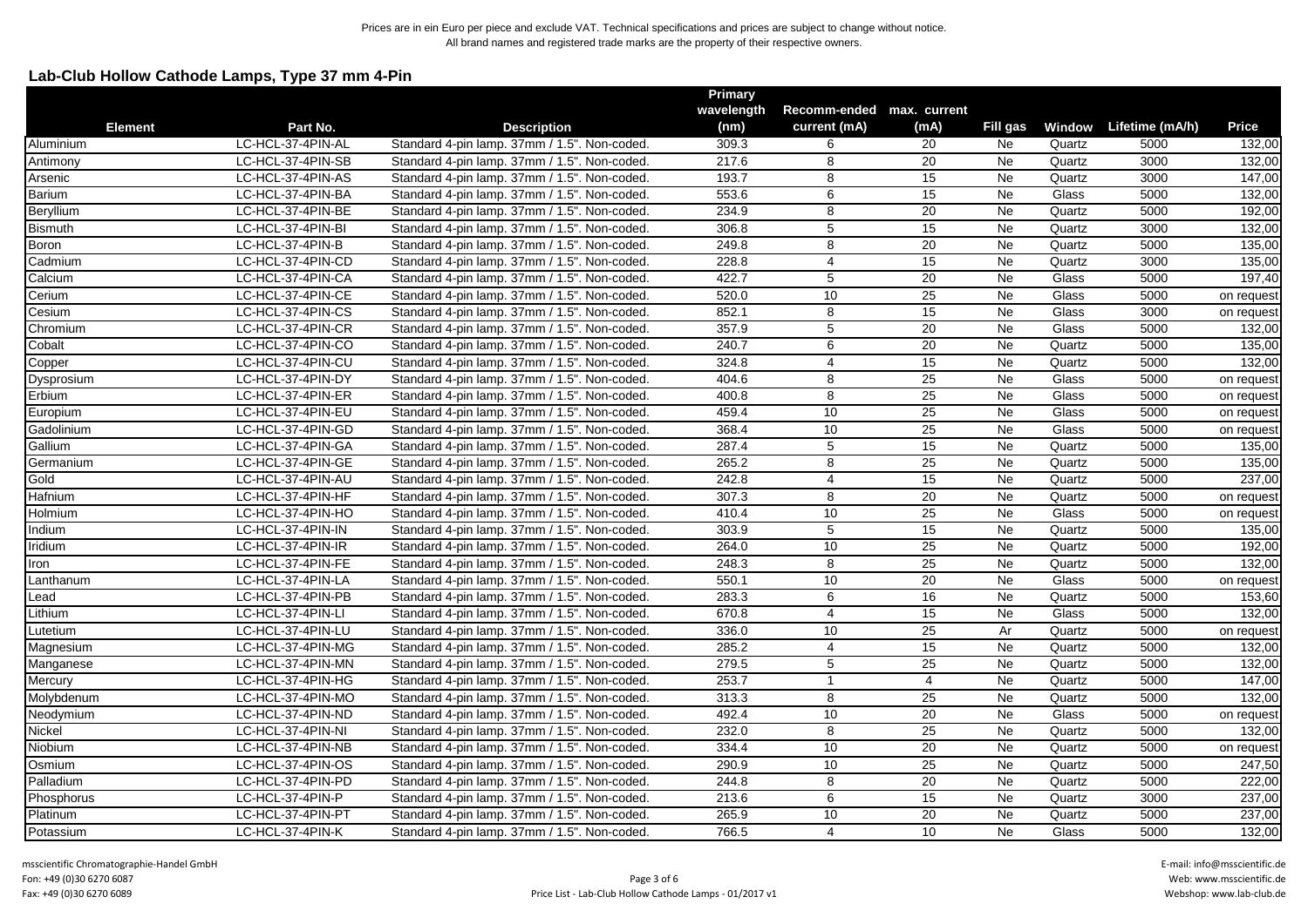Prices are in ein Euro per piece and exclude VAT. Technical specifications and prices are subject to change without notice.
All brand names and registered trade marks are the property of their respective owners.

## Lab-Club Hollow Cathode Lamps, Type 37 mm 4-Pin

| Element | Part No. | Description | Primary wavelength (nm) | Recomm-ended current (mA) | max. current (mA) | Fill gas | Window | Lifetime (mA/h) | Price |
|---|---|---|---|---|---|---|---|---|---|
| Aluminium | LC-HCL-37-4PIN-AL | Standard 4-pin lamp. 37mm / 1.5". Non-coded. | 309.3 | 6 | 20 | Ne | Quartz | 5000 | 132,00 |
| Antimony | LC-HCL-37-4PIN-SB | Standard 4-pin lamp. 37mm / 1.5". Non-coded. | 217.6 | 8 | 20 | Ne | Quartz | 3000 | 132,00 |
| Arsenic | LC-HCL-37-4PIN-AS | Standard 4-pin lamp. 37mm / 1.5". Non-coded. | 193.7 | 8 | 15 | Ne | Quartz | 3000 | 147,00 |
| Barium | LC-HCL-37-4PIN-BA | Standard 4-pin lamp. 37mm / 1.5". Non-coded. | 553.6 | 6 | 15 | Ne | Glass | 5000 | 132,00 |
| Beryllium | LC-HCL-37-4PIN-BE | Standard 4-pin lamp. 37mm / 1.5". Non-coded. | 234.9 | 8 | 20 | Ne | Quartz | 5000 | 192,00 |
| Bismuth | LC-HCL-37-4PIN-BI | Standard 4-pin lamp. 37mm / 1.5". Non-coded. | 306.8 | 5 | 15 | Ne | Quartz | 3000 | 132,00 |
| Boron | LC-HCL-37-4PIN-B | Standard 4-pin lamp. 37mm / 1.5". Non-coded. | 249.8 | 8 | 20 | Ne | Quartz | 5000 | 135,00 |
| Cadmium | LC-HCL-37-4PIN-CD | Standard 4-pin lamp. 37mm / 1.5". Non-coded. | 228.8 | 4 | 15 | Ne | Quartz | 3000 | 135,00 |
| Calcium | LC-HCL-37-4PIN-CA | Standard 4-pin lamp. 37mm / 1.5". Non-coded. | 422.7 | 5 | 20 | Ne | Glass | 5000 | 197,40 |
| Cerium | LC-HCL-37-4PIN-CE | Standard 4-pin lamp. 37mm / 1.5". Non-coded. | 520.0 | 10 | 25 | Ne | Glass | 5000 | on request |
| Cesium | LC-HCL-37-4PIN-CS | Standard 4-pin lamp. 37mm / 1.5". Non-coded. | 852.1 | 8 | 15 | Ne | Glass | 3000 | on request |
| Chromium | LC-HCL-37-4PIN-CR | Standard 4-pin lamp. 37mm / 1.5". Non-coded. | 357.9 | 5 | 20 | Ne | Glass | 5000 | 132,00 |
| Cobalt | LC-HCL-37-4PIN-CO | Standard 4-pin lamp. 37mm / 1.5". Non-coded. | 240.7 | 6 | 20 | Ne | Quartz | 5000 | 135,00 |
| Copper | LC-HCL-37-4PIN-CU | Standard 4-pin lamp. 37mm / 1.5". Non-coded. | 324.8 | 4 | 15 | Ne | Quartz | 5000 | 132,00 |
| Dysprosium | LC-HCL-37-4PIN-DY | Standard 4-pin lamp. 37mm / 1.5". Non-coded. | 404.6 | 8 | 25 | Ne | Glass | 5000 | on request |
| Erbium | LC-HCL-37-4PIN-ER | Standard 4-pin lamp. 37mm / 1.5". Non-coded. | 400.8 | 8 | 25 | Ne | Glass | 5000 | on request |
| Europium | LC-HCL-37-4PIN-EU | Standard 4-pin lamp. 37mm / 1.5". Non-coded. | 459.4 | 10 | 25 | Ne | Glass | 5000 | on request |
| Gadolinium | LC-HCL-37-4PIN-GD | Standard 4-pin lamp. 37mm / 1.5". Non-coded. | 368.4 | 10 | 25 | Ne | Glass | 5000 | on request |
| Gallium | LC-HCL-37-4PIN-GA | Standard 4-pin lamp. 37mm / 1.5". Non-coded. | 287.4 | 5 | 15 | Ne | Quartz | 5000 | 135,00 |
| Germanium | LC-HCL-37-4PIN-GE | Standard 4-pin lamp. 37mm / 1.5". Non-coded. | 265.2 | 8 | 25 | Ne | Quartz | 5000 | 135,00 |
| Gold | LC-HCL-37-4PIN-AU | Standard 4-pin lamp. 37mm / 1.5". Non-coded. | 242.8 | 4 | 15 | Ne | Quartz | 5000 | 237,00 |
| Hafnium | LC-HCL-37-4PIN-HF | Standard 4-pin lamp. 37mm / 1.5". Non-coded. | 307.3 | 8 | 20 | Ne | Quartz | 5000 | on request |
| Holmium | LC-HCL-37-4PIN-HO | Standard 4-pin lamp. 37mm / 1.5". Non-coded. | 410.4 | 10 | 25 | Ne | Glass | 5000 | on request |
| Indium | LC-HCL-37-4PIN-IN | Standard 4-pin lamp. 37mm / 1.5". Non-coded. | 303.9 | 5 | 15 | Ne | Quartz | 5000 | 135,00 |
| Iridium | LC-HCL-37-4PIN-IR | Standard 4-pin lamp. 37mm / 1.5". Non-coded. | 264.0 | 10 | 25 | Ne | Quartz | 5000 | 192,00 |
| Iron | LC-HCL-37-4PIN-FE | Standard 4-pin lamp. 37mm / 1.5". Non-coded. | 248.3 | 8 | 25 | Ne | Quartz | 5000 | 132,00 |
| Lanthanum | LC-HCL-37-4PIN-LA | Standard 4-pin lamp. 37mm / 1.5". Non-coded. | 550.1 | 10 | 20 | Ne | Glass | 5000 | on request |
| Lead | LC-HCL-37-4PIN-PB | Standard 4-pin lamp. 37mm / 1.5". Non-coded. | 283.3 | 6 | 16 | Ne | Quartz | 5000 | 153,60 |
| Lithium | LC-HCL-37-4PIN-LI | Standard 4-pin lamp. 37mm / 1.5". Non-coded. | 670.8 | 4 | 15 | Ne | Glass | 5000 | 132,00 |
| Lutetium | LC-HCL-37-4PIN-LU | Standard 4-pin lamp. 37mm / 1.5". Non-coded. | 336.0 | 10 | 25 | Ar | Quartz | 5000 | on request |
| Magnesium | LC-HCL-37-4PIN-MG | Standard 4-pin lamp. 37mm / 1.5". Non-coded. | 285.2 | 4 | 15 | Ne | Quartz | 5000 | 132,00 |
| Manganese | LC-HCL-37-4PIN-MN | Standard 4-pin lamp. 37mm / 1.5". Non-coded. | 279.5 | 5 | 25 | Ne | Quartz | 5000 | 132,00 |
| Mercury | LC-HCL-37-4PIN-HG | Standard 4-pin lamp. 37mm / 1.5". Non-coded. | 253.7 | 1 | 4 | Ne | Quartz | 5000 | 147,00 |
| Molybdenum | LC-HCL-37-4PIN-MO | Standard 4-pin lamp. 37mm / 1.5". Non-coded. | 313.3 | 8 | 25 | Ne | Quartz | 5000 | 132,00 |
| Neodymium | LC-HCL-37-4PIN-ND | Standard 4-pin lamp. 37mm / 1.5". Non-coded. | 492.4 | 10 | 20 | Ne | Glass | 5000 | on request |
| Nickel | LC-HCL-37-4PIN-NI | Standard 4-pin lamp. 37mm / 1.5". Non-coded. | 232.0 | 8 | 25 | Ne | Quartz | 5000 | 132,00 |
| Niobium | LC-HCL-37-4PIN-NB | Standard 4-pin lamp. 37mm / 1.5". Non-coded. | 334.4 | 10 | 20 | Ne | Quartz | 5000 | on request |
| Osmium | LC-HCL-37-4PIN-OS | Standard 4-pin lamp. 37mm / 1.5". Non-coded. | 290.9 | 10 | 25 | Ne | Quartz | 5000 | 247,50 |
| Palladium | LC-HCL-37-4PIN-PD | Standard 4-pin lamp. 37mm / 1.5". Non-coded. | 244.8 | 8 | 20 | Ne | Quartz | 5000 | 222,00 |
| Phosphorus | LC-HCL-37-4PIN-P | Standard 4-pin lamp. 37mm / 1.5". Non-coded. | 213.6 | 6 | 15 | Ne | Quartz | 3000 | 237,00 |
| Platinum | LC-HCL-37-4PIN-PT | Standard 4-pin lamp. 37mm / 1.5". Non-coded. | 265.9 | 10 | 20 | Ne | Quartz | 5000 | 237,00 |
| Potassium | LC-HCL-37-4PIN-K | Standard 4-pin lamp. 37mm / 1.5". Non-coded. | 766.5 | 4 | 10 | Ne | Glass | 5000 | 132,00 |

msscientific Chromatographie-Handel GmbH
Fon: +49 (0)30 6270 6087
Fax: +49 (0)30 6270 6089

Price List - Lab-Club Hollow Cathode Lamps - 01/2017 v1

E-mail: info@msscientific.de
Web: www.msscientific.de
Webshop: www.lab-club.de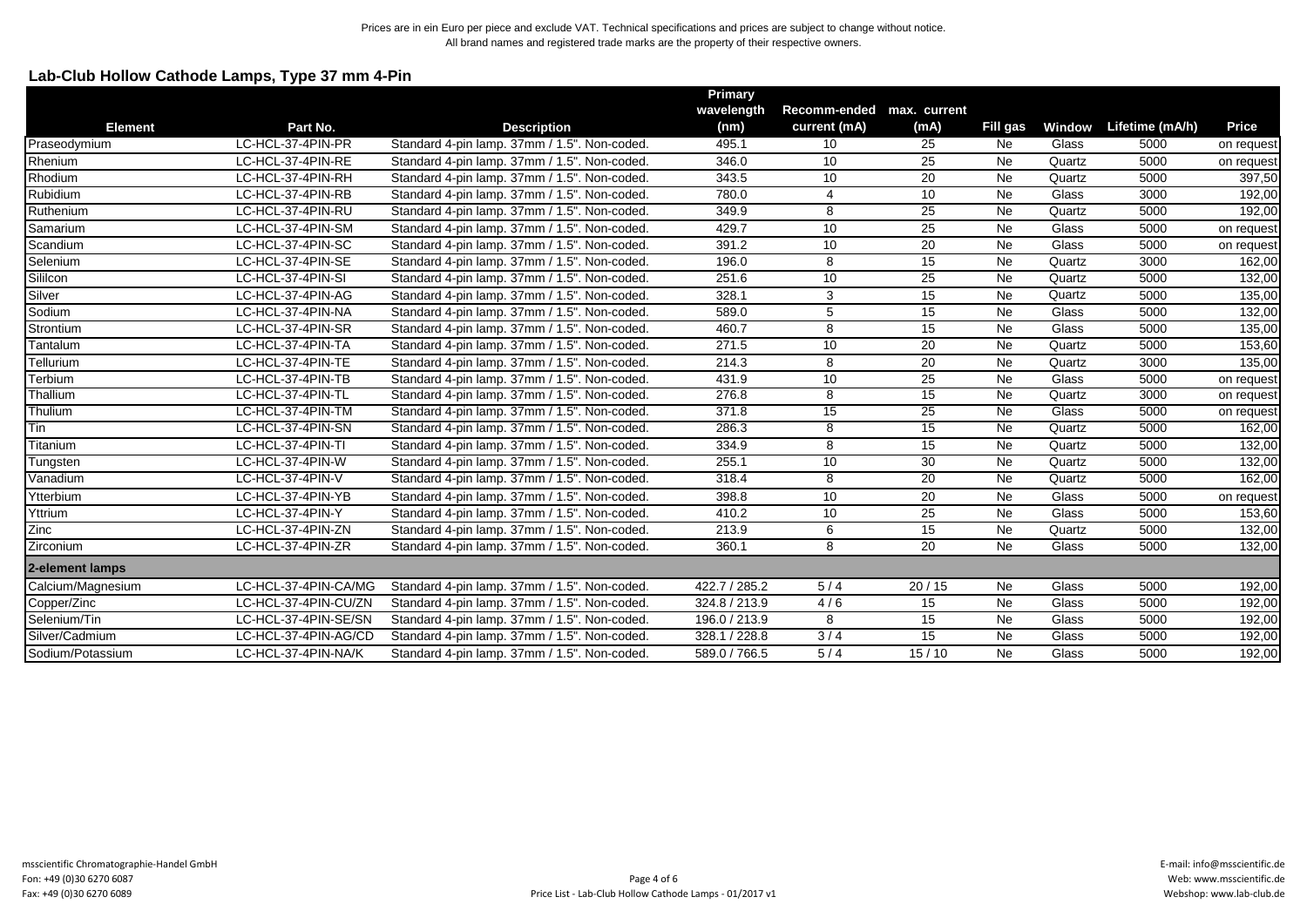Prices are in ein Euro per piece and exclude VAT. Technical specifications and prices are subject to change without notice.
All brand names and registered trade marks are the property of their respective owners.

## Lab-Club Hollow Cathode Lamps, Type 37 mm 4-Pin

| Element | Part No. | Description | Primary wavelength (nm) | Recomm-ended current (mA) | max. current (mA) | Fill gas | Window | Lifetime (mA/h) | Price |
|---|---|---|---|---|---|---|---|---|---|
| Praseodymium | LC-HCL-37-4PIN-PR | Standard 4-pin lamp. 37mm / 1.5". Non-coded. | 495.1 | 10 | 25 | Ne | Glass | 5000 | on request |
| Rhenium | LC-HCL-37-4PIN-RE | Standard 4-pin lamp. 37mm / 1.5". Non-coded. | 346.0 | 10 | 25 | Ne | Quartz | 5000 | on request |
| Rhodium | LC-HCL-37-4PIN-RH | Standard 4-pin lamp. 37mm / 1.5". Non-coded. | 343.5 | 10 | 20 | Ne | Quartz | 5000 | 397,50 |
| Rubidium | LC-HCL-37-4PIN-RB | Standard 4-pin lamp. 37mm / 1.5". Non-coded. | 780.0 | 4 | 10 | Ne | Glass | 3000 | 192,00 |
| Ruthenium | LC-HCL-37-4PIN-RU | Standard 4-pin lamp. 37mm / 1.5". Non-coded. | 349.9 | 8 | 25 | Ne | Quartz | 5000 | 192,00 |
| Samarium | LC-HCL-37-4PIN-SM | Standard 4-pin lamp. 37mm / 1.5". Non-coded. | 429.7 | 10 | 25 | Ne | Glass | 5000 | on request |
| Scandium | LC-HCL-37-4PIN-SC | Standard 4-pin lamp. 37mm / 1.5". Non-coded. | 391.2 | 10 | 20 | Ne | Glass | 5000 | on request |
| Selenium | LC-HCL-37-4PIN-SE | Standard 4-pin lamp. 37mm / 1.5". Non-coded. | 196.0 | 8 | 15 | Ne | Quartz | 3000 | 162,00 |
| Sililcon | LC-HCL-37-4PIN-SI | Standard 4-pin lamp. 37mm / 1.5". Non-coded. | 251.6 | 10 | 25 | Ne | Quartz | 5000 | 132,00 |
| Silver | LC-HCL-37-4PIN-AG | Standard 4-pin lamp. 37mm / 1.5". Non-coded. | 328.1 | 3 | 15 | Ne | Quartz | 5000 | 135,00 |
| Sodium | LC-HCL-37-4PIN-NA | Standard 4-pin lamp. 37mm / 1.5". Non-coded. | 589.0 | 5 | 15 | Ne | Glass | 5000 | 132,00 |
| Strontium | LC-HCL-37-4PIN-SR | Standard 4-pin lamp. 37mm / 1.5". Non-coded. | 460.7 | 8 | 15 | Ne | Glass | 5000 | 135,00 |
| Tantalum | LC-HCL-37-4PIN-TA | Standard 4-pin lamp. 37mm / 1.5". Non-coded. | 271.5 | 10 | 20 | Ne | Quartz | 5000 | 153,60 |
| Tellurium | LC-HCL-37-4PIN-TE | Standard 4-pin lamp. 37mm / 1.5". Non-coded. | 214.3 | 8 | 20 | Ne | Quartz | 3000 | 135,00 |
| Terbium | LC-HCL-37-4PIN-TB | Standard 4-pin lamp. 37mm / 1.5". Non-coded. | 431.9 | 10 | 25 | Ne | Glass | 5000 | on request |
| Thallium | LC-HCL-37-4PIN-TL | Standard 4-pin lamp. 37mm / 1.5". Non-coded. | 276.8 | 8 | 15 | Ne | Quartz | 3000 | on request |
| Thulium | LC-HCL-37-4PIN-TM | Standard 4-pin lamp. 37mm / 1.5". Non-coded. | 371.8 | 15 | 25 | Ne | Glass | 5000 | on request |
| Tin | LC-HCL-37-4PIN-SN | Standard 4-pin lamp. 37mm / 1.5". Non-coded. | 286.3 | 8 | 15 | Ne | Quartz | 5000 | 162,00 |
| Titanium | LC-HCL-37-4PIN-TI | Standard 4-pin lamp. 37mm / 1.5". Non-coded. | 334.9 | 8 | 15 | Ne | Quartz | 5000 | 132,00 |
| Tungsten | LC-HCL-37-4PIN-W | Standard 4-pin lamp. 37mm / 1.5". Non-coded. | 255.1 | 10 | 30 | Ne | Quartz | 5000 | 132,00 |
| Vanadium | LC-HCL-37-4PIN-V | Standard 4-pin lamp. 37mm / 1.5". Non-coded. | 318.4 | 8 | 20 | Ne | Quartz | 5000 | 162,00 |
| Ytterbium | LC-HCL-37-4PIN-YB | Standard 4-pin lamp. 37mm / 1.5". Non-coded. | 398.8 | 10 | 20 | Ne | Glass | 5000 | on request |
| Yttrium | LC-HCL-37-4PIN-Y | Standard 4-pin lamp. 37mm / 1.5". Non-coded. | 410.2 | 10 | 25 | Ne | Glass | 5000 | 153,60 |
| Zinc | LC-HCL-37-4PIN-ZN | Standard 4-pin lamp. 37mm / 1.5". Non-coded. | 213.9 | 6 | 15 | Ne | Quartz | 5000 | 132,00 |
| Zirconium | LC-HCL-37-4PIN-ZR | Standard 4-pin lamp. 37mm / 1.5". Non-coded. | 360.1 | 8 | 20 | Ne | Glass | 5000 | 132,00 |
| **2-element lamps** | | | | | | | | | |
| Calcium/Magnesium | LC-HCL-37-4PIN-CA/MG | Standard 4-pin lamp. 37mm / 1.5". Non-coded. | 422.7 / 285.2 | 5 / 4 | 20 / 15 | Ne | Glass | 5000 | 192,00 |
| Copper/Zinc | LC-HCL-37-4PIN-CU/ZN | Standard 4-pin lamp. 37mm / 1.5". Non-coded. | 324.8 / 213.9 | 4 / 6 | 15 | Ne | Glass | 5000 | 192,00 |
| Selenium/Tin | LC-HCL-37-4PIN-SE/SN | Standard 4-pin lamp. 37mm / 1.5". Non-coded. | 196.0 / 213.9 | 8 | 15 | Ne | Glass | 5000 | 192,00 |
| Silver/Cadmium | LC-HCL-37-4PIN-AG/CD | Standard 4-pin lamp. 37mm / 1.5". Non-coded. | 328.1 / 228.8 | 3 / 4 | 15 | Ne | Glass | 5000 | 192,00 |
| Sodium/Potassium | LC-HCL-37-4PIN-NA/K | Standard 4-pin lamp. 37mm / 1.5". Non-coded. | 589.0 / 766.5 | 5 / 4 | 15 / 10 | Ne | Glass | 5000 | 192,00 |

msscientific Chromatographie-Handel GmbH
Fon: +49 (0)30 6270 6087
Fax: +49 (0)30 6270 6089

Price List - Lab-Club Hollow Cathode Lamps - 01/2017 v1

E-mail: info@msscientific.de
Web: www.msscientific.de
Webshop: www.lab-club.de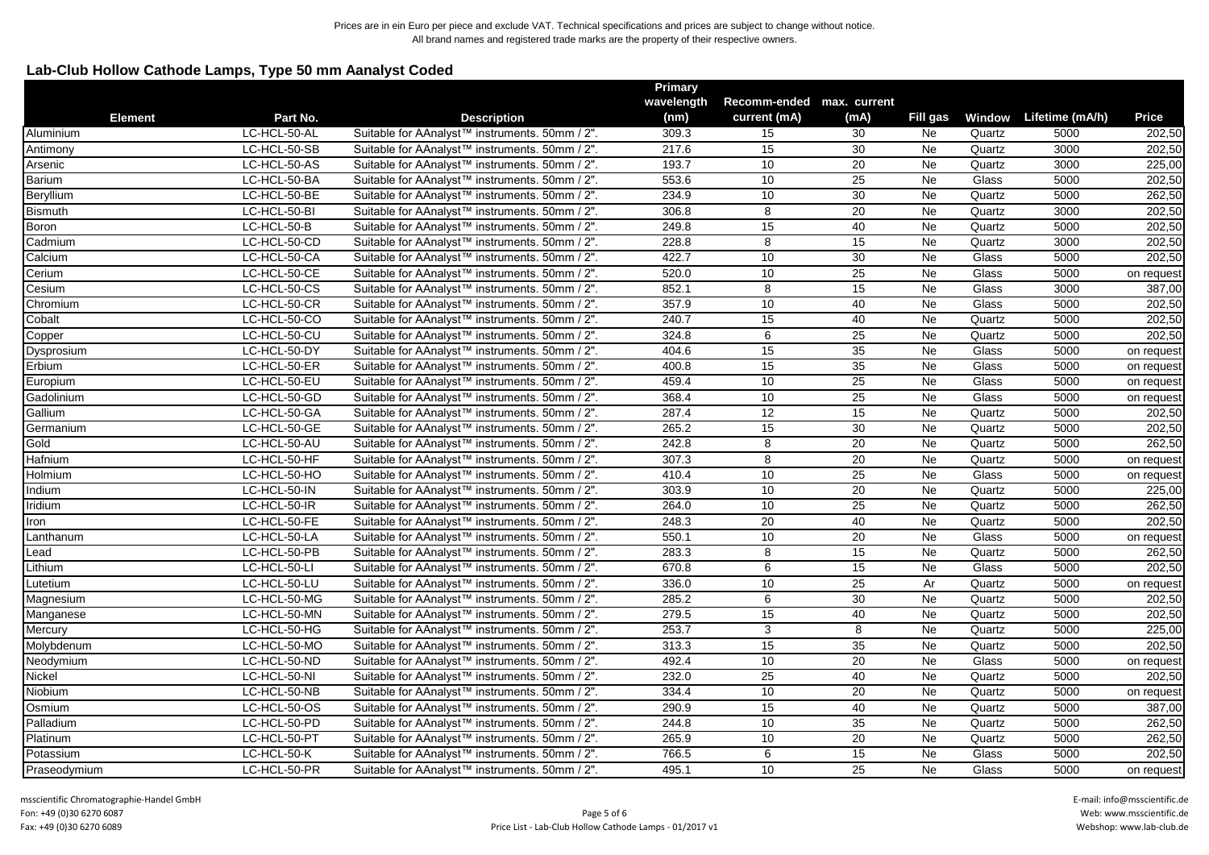Prices are in ein Euro per piece and exclude VAT. Technical specifications and prices are subject to change without notice.
All brand names and registered trade marks are the property of their respective owners.

## Lab-Club Hollow Cathode Lamps, Type 50 mm Aanalyst Coded

| Element | Part No. | Description | Primary wavelength (nm) | Recomm-ended current (mA) | max. current (mA) | Fill gas | Window | Lifetime (mA/h) | Price |
|---|---|---|---|---|---|---|---|---|---|
| Aluminium | LC-HCL-50-AL | Suitable for AAnalyst™ instruments. 50mm / 2". | 309.3 | 15 | 30 | Ne | Quartz | 5000 | 202,50 |
| Antimony | LC-HCL-50-SB | Suitable for AAnalyst™ instruments. 50mm / 2". | 217.6 | 15 | 30 | Ne | Quartz | 3000 | 202,50 |
| Arsenic | LC-HCL-50-AS | Suitable for AAnalyst™ instruments. 50mm / 2". | 193.7 | 10 | 20 | Ne | Quartz | 3000 | 225,00 |
| Barium | LC-HCL-50-BA | Suitable for AAnalyst™ instruments. 50mm / 2". | 553.6 | 10 | 25 | Ne | Glass | 5000 | 202,50 |
| Beryllium | LC-HCL-50-BE | Suitable for AAnalyst™ instruments. 50mm / 2". | 234.9 | 10 | 30 | Ne | Quartz | 5000 | 262,50 |
| Bismuth | LC-HCL-50-BI | Suitable for AAnalyst™ instruments. 50mm / 2". | 306.8 | 8 | 20 | Ne | Quartz | 3000 | 202,50 |
| Boron | LC-HCL-50-B | Suitable for AAnalyst™ instruments. 50mm / 2". | 249.8 | 15 | 40 | Ne | Quartz | 5000 | 202,50 |
| Cadmium | LC-HCL-50-CD | Suitable for AAnalyst™ instruments. 50mm / 2". | 228.8 | 8 | 15 | Ne | Quartz | 3000 | 202,50 |
| Calcium | LC-HCL-50-CA | Suitable for AAnalyst™ instruments. 50mm / 2". | 422.7 | 10 | 30 | Ne | Glass | 5000 | 202,50 |
| Cerium | LC-HCL-50-CE | Suitable for AAnalyst™ instruments. 50mm / 2". | 520.0 | 10 | 25 | Ne | Glass | 5000 | on request |
| Cesium | LC-HCL-50-CS | Suitable for AAnalyst™ instruments. 50mm / 2". | 852.1 | 8 | 15 | Ne | Glass | 3000 | 387,00 |
| Chromium | LC-HCL-50-CR | Suitable for AAnalyst™ instruments. 50mm / 2". | 357.9 | 10 | 40 | Ne | Glass | 5000 | 202,50 |
| Cobalt | LC-HCL-50-CO | Suitable for AAnalyst™ instruments. 50mm / 2". | 240.7 | 15 | 40 | Ne | Quartz | 5000 | 202,50 |
| Copper | LC-HCL-50-CU | Suitable for AAnalyst™ instruments. 50mm / 2". | 324.8 | 6 | 25 | Ne | Quartz | 5000 | 202,50 |
| Dysprosium | LC-HCL-50-DY | Suitable for AAnalyst™ instruments. 50mm / 2". | 404.6 | 15 | 35 | Ne | Glass | 5000 | on request |
| Erbium | LC-HCL-50-ER | Suitable for AAnalyst™ instruments. 50mm / 2". | 400.8 | 15 | 35 | Ne | Glass | 5000 | on request |
| Europium | LC-HCL-50-EU | Suitable for AAnalyst™ instruments. 50mm / 2". | 459.4 | 10 | 25 | Ne | Glass | 5000 | on request |
| Gadolinium | LC-HCL-50-GD | Suitable for AAnalyst™ instruments. 50mm / 2". | 368.4 | 10 | 25 | Ne | Glass | 5000 | on request |
| Gallium | LC-HCL-50-GA | Suitable for AAnalyst™ instruments. 50mm / 2". | 287.4 | 12 | 15 | Ne | Quartz | 5000 | 202,50 |
| Germanium | LC-HCL-50-GE | Suitable for AAnalyst™ instruments. 50mm / 2". | 265.2 | 15 | 30 | Ne | Quartz | 5000 | 202,50 |
| Gold | LC-HCL-50-AU | Suitable for AAnalyst™ instruments. 50mm / 2". | 242.8 | 8 | 20 | Ne | Quartz | 5000 | 262,50 |
| Hafnium | LC-HCL-50-HF | Suitable for AAnalyst™ instruments. 50mm / 2". | 307.3 | 8 | 20 | Ne | Quartz | 5000 | on request |
| Holmium | LC-HCL-50-HO | Suitable for AAnalyst™ instruments. 50mm / 2". | 410.4 | 10 | 25 | Ne | Glass | 5000 | on request |
| Indium | LC-HCL-50-IN | Suitable for AAnalyst™ instruments. 50mm / 2". | 303.9 | 10 | 20 | Ne | Quartz | 5000 | 225,00 |
| Iridium | LC-HCL-50-IR | Suitable for AAnalyst™ instruments. 50mm / 2". | 264.0 | 10 | 25 | Ne | Quartz | 5000 | 262,50 |
| Iron | LC-HCL-50-FE | Suitable for AAnalyst™ instruments. 50mm / 2". | 248.3 | 20 | 40 | Ne | Quartz | 5000 | 202,50 |
| Lanthanum | LC-HCL-50-LA | Suitable for AAnalyst™ instruments. 50mm / 2". | 550.1 | 10 | 20 | Ne | Glass | 5000 | on request |
| Lead | LC-HCL-50-PB | Suitable for AAnalyst™ instruments. 50mm / 2". | 283.3 | 8 | 15 | Ne | Quartz | 5000 | 262,50 |
| Lithium | LC-HCL-50-LI | Suitable for AAnalyst™ instruments. 50mm / 2". | 670.8 | 6 | 15 | Ne | Glass | 5000 | 202,50 |
| Lutetium | LC-HCL-50-LU | Suitable for AAnalyst™ instruments. 50mm / 2". | 336.0 | 10 | 25 | Ar | Quartz | 5000 | on request |
| Magnesium | LC-HCL-50-MG | Suitable for AAnalyst™ instruments. 50mm / 2". | 285.2 | 6 | 30 | Ne | Quartz | 5000 | 202,50 |
| Manganese | LC-HCL-50-MN | Suitable for AAnalyst™ instruments. 50mm / 2". | 279.5 | 15 | 40 | Ne | Quartz | 5000 | 202,50 |
| Mercury | LC-HCL-50-HG | Suitable for AAnalyst™ instruments. 50mm / 2". | 253.7 | 3 | 8 | Ne | Quartz | 5000 | 225,00 |
| Molybdenum | LC-HCL-50-MO | Suitable for AAnalyst™ instruments. 50mm / 2". | 313.3 | 15 | 35 | Ne | Quartz | 5000 | 202,50 |
| Neodymium | LC-HCL-50-ND | Suitable for AAnalyst™ instruments. 50mm / 2". | 492.4 | 10 | 20 | Ne | Glass | 5000 | on request |
| Nickel | LC-HCL-50-NI | Suitable for AAnalyst™ instruments. 50mm / 2". | 232.0 | 25 | 40 | Ne | Quartz | 5000 | 202,50 |
| Niobium | LC-HCL-50-NB | Suitable for AAnalyst™ instruments. 50mm / 2". | 334.4 | 10 | 20 | Ne | Quartz | 5000 | on request |
| Osmium | LC-HCL-50-OS | Suitable for AAnalyst™ instruments. 50mm / 2". | 290.9 | 15 | 40 | Ne | Quartz | 5000 | 387,00 |
| Palladium | LC-HCL-50-PD | Suitable for AAnalyst™ instruments. 50mm / 2". | 244.8 | 10 | 35 | Ne | Quartz | 5000 | 262,50 |
| Platinum | LC-HCL-50-PT | Suitable for AAnalyst™ instruments. 50mm / 2". | 265.9 | 10 | 20 | Ne | Quartz | 5000 | 262,50 |
| Potassium | LC-HCL-50-K | Suitable for AAnalyst™ instruments. 50mm / 2". | 766.5 | 6 | 15 | Ne | Glass | 5000 | 202,50 |
| Praseodymium | LC-HCL-50-PR | Suitable for AAnalyst™ instruments. 50mm / 2". | 495.1 | 10 | 25 | Ne | Glass | 5000 | on request |

msscientific Chromatographie-Handel GmbH
Fon: +49 (0)30 6270 6087
Fax: +49 (0)30 6270 6089

E-mail: info@msscientific.de
Web: www.msscientific.de
Webshop: www.lab-club.de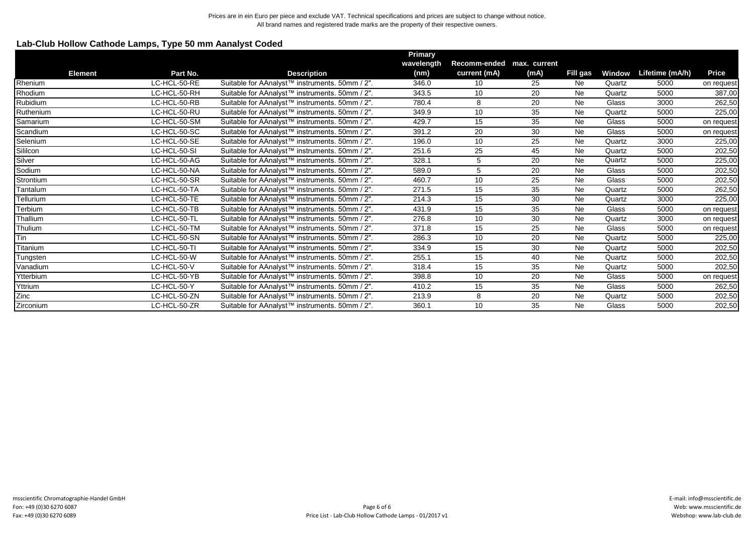Prices are in ein Euro per piece and exclude VAT. Technical specifications and prices are subject to change without notice.
All brand names and registered trade marks are the property of their respective owners.

## Lab-Club Hollow Cathode Lamps, Type 50 mm Aanalyst Coded

| Element | Part No. | Description | Primary wavelength (nm) | Recomm-ended current (mA) | max. current (mA) | Fill gas | Window | Lifetime (mA/h) | Price |
|---|---|---|---|---|---|---|---|---|---|
| Rhenium | LC-HCL-50-RE | Suitable for AAnalyst™ instruments. 50mm / 2". | 346.0 | 10 | 25 | Ne | Quartz | 5000 | on request |
| Rhodium | LC-HCL-50-RH | Suitable for AAnalyst™ instruments. 50mm / 2". | 343.5 | 10 | 20 | Ne | Quartz | 5000 | 387,00 |
| Rubidium | LC-HCL-50-RB | Suitable for AAnalyst™ instruments. 50mm / 2". | 780.4 | 8 | 20 | Ne | Glass | 3000 | 262,50 |
| Ruthenium | LC-HCL-50-RU | Suitable for AAnalyst™ instruments. 50mm / 2". | 349.9 | 10 | 35 | Ne | Quartz | 5000 | 225,00 |
| Samarium | LC-HCL-50-SM | Suitable for AAnalyst™ instruments. 50mm / 2". | 429.7 | 15 | 35 | Ne | Glass | 5000 | on request |
| Scandium | LC-HCL-50-SC | Suitable for AAnalyst™ instruments. 50mm / 2". | 391.2 | 20 | 30 | Ne | Glass | 5000 | on request |
| Selenium | LC-HCL-50-SE | Suitable for AAnalyst™ instruments. 50mm / 2". | 196.0 | 10 | 25 | Ne | Quartz | 3000 | 225,00 |
| Sililcon | LC-HCL-50-SI | Suitable for AAnalyst™ instruments. 50mm / 2". | 251.6 | 25 | 45 | Ne | Quartz | 5000 | 202,50 |
| Silver | LC-HCL-50-AG | Suitable for AAnalyst™ instruments. 50mm / 2". | 328.1 | 5 | 20 | Ne | Quartz | 5000 | 225,00 |
| Sodium | LC-HCL-50-NA | Suitable for AAnalyst™ instruments. 50mm / 2". | 589.0 | 5 | 20 | Ne | Glass | 5000 | 202,50 |
| Strontium | LC-HCL-50-SR | Suitable for AAnalyst™ instruments. 50mm / 2". | 460.7 | 10 | 25 | Ne | Glass | 5000 | 202,50 |
| Tantalum | LC-HCL-50-TA | Suitable for AAnalyst™ instruments. 50mm / 2". | 271.5 | 15 | 35 | Ne | Quartz | 5000 | 262,50 |
| Tellurium | LC-HCL-50-TE | Suitable for AAnalyst™ instruments. 50mm / 2". | 214.3 | 15 | 30 | Ne | Quartz | 3000 | 225,00 |
| Terbium | LC-HCL-50-TB | Suitable for AAnalyst™ instruments. 50mm / 2". | 431.9 | 15 | 35 | Ne | Glass | 5000 | on request |
| Thallium | LC-HCL-50-TL | Suitable for AAnalyst™ instruments. 50mm / 2". | 276.8 | 10 | 30 | Ne | Quartz | 3000 | on request |
| Thulium | LC-HCL-50-TM | Suitable for AAnalyst™ instruments. 50mm / 2". | 371.8 | 15 | 25 | Ne | Glass | 5000 | on request |
| Tin | LC-HCL-50-SN | Suitable for AAnalyst™ instruments. 50mm / 2". | 286.3 | 10 | 20 | Ne | Quartz | 5000 | 225,00 |
| Titanium | LC-HCL-50-TI | Suitable for AAnalyst™ instruments. 50mm / 2". | 334.9 | 15 | 30 | Ne | Quartz | 5000 | 202,50 |
| Tungsten | LC-HCL-50-W | Suitable for AAnalyst™ instruments. 50mm / 2". | 255.1 | 15 | 40 | Ne | Quartz | 5000 | 202,50 |
| Vanadium | LC-HCL-50-V | Suitable for AAnalyst™ instruments. 50mm / 2". | 318.4 | 15 | 35 | Ne | Quartz | 5000 | 202,50 |
| Ytterbium | LC-HCL-50-YB | Suitable for AAnalyst™ instruments. 50mm / 2". | 398.8 | 10 | 20 | Ne | Glass | 5000 | on request |
| Yttrium | LC-HCL-50-Y | Suitable for AAnalyst™ instruments. 50mm / 2". | 410.2 | 15 | 35 | Ne | Glass | 5000 | 262,50 |
| Zinc | LC-HCL-50-ZN | Suitable for AAnalyst™ instruments. 50mm / 2". | 213.9 | 8 | 20 | Ne | Quartz | 5000 | 202,50 |
| Zirconium | LC-HCL-50-ZR | Suitable for AAnalyst™ instruments. 50mm / 2". | 360.1 | 10 | 35 | Ne | Glass | 5000 | 202,50 |

msscientific Chromatographie-Handel GmbH
Fon: +49 (0)30 6270 6087
Fax: +49 (0)30 6270 6089

Price List - Lab-Club Hollow Cathode Lamps - 01/2017 v1

E-mail: info@msscientific.de
Web: www.msscientific.de
Webshop: www.lab-club.de